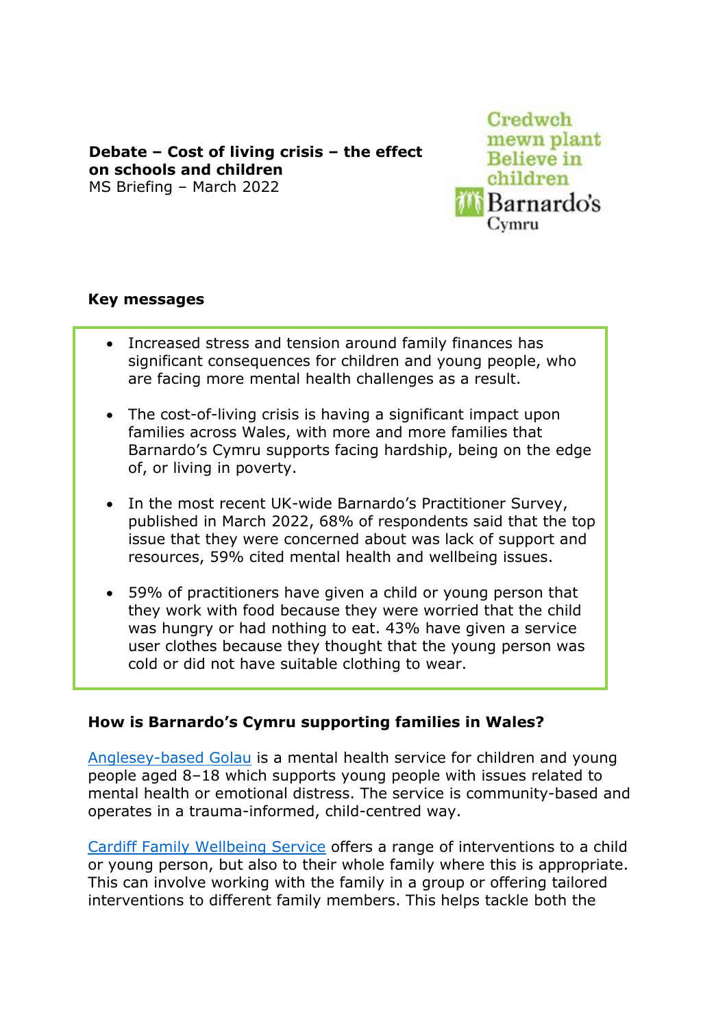**Debate – Cost of living crisis – the effect on schools and children**
MS Briefing – March 2022

Credwch mewn plant
Believe in children
Barnardo's Cymru

## Key messages

- Increased stress and tension around family finances has significant consequences for children and young people, who are facing more mental health challenges as a result.

- The cost-of-living crisis is having a significant impact upon families across Wales, with more and more families that Barnardo's Cymru supports facing hardship, being on the edge of, or living in poverty.

- In the most recent UK-wide Barnardo's Practitioner Survey, published in March 2022, 68% of respondents said that the top issue that they were concerned about was lack of support and resources, 59% cited mental health and wellbeing issues.

- 59% of practitioners have given a child or young person that they work with food because they were worried that the child was hungry or had nothing to eat. 43% have given a service user clothes because they thought that the young person was cold or did not have suitable clothing to wear.

## How is Barnardo's Cymru supporting families in Wales?

Anglesey-based Golau is a mental health service for children and young people aged 8–18 which supports young people with issues related to mental health or emotional distress. The service is community-based and operates in a trauma-informed, child-centred way.

Cardiff Family Wellbeing Service offers a range of interventions to a child or young person, but also to their whole family where this is appropriate. This can involve working with the family in a group or offering tailored interventions to different family members. This helps tackle both the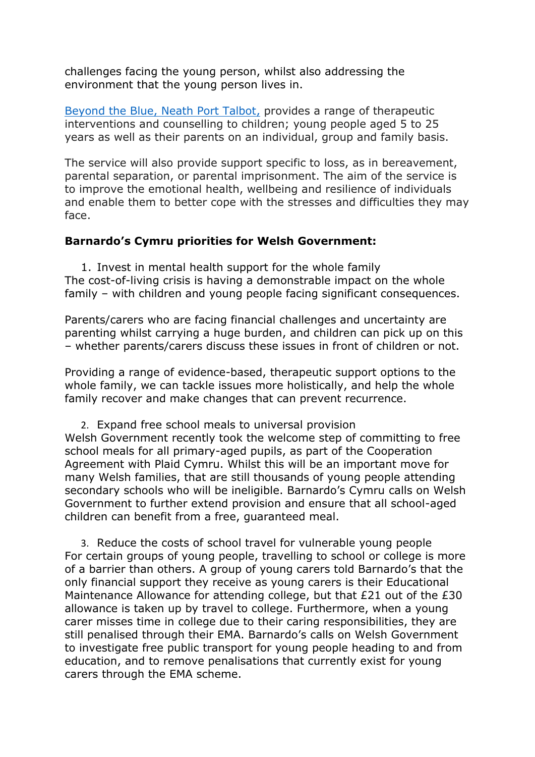challenges facing the young person, whilst also addressing the environment that the young person lives in.

[Beyond the Blue, Neath Port Talbot,](#) provides a range of therapeutic interventions and counselling to children; young people aged 5 to 25 years as well as their parents on an individual, group and family basis.

The service will also provide support specific to loss, as in bereavement, parental separation, or parental imprisonment. The aim of the service is to improve the emotional health, wellbeing and resilience of individuals and enable them to better cope with the stresses and difficulties they may face.

**Barnardo's Cymru priorities for Welsh Government:**

1. Invest in mental health support for the whole family

The cost-of-living crisis is having a demonstrable impact on the whole family – with children and young people facing significant consequences.

Parents/carers who are facing financial challenges and uncertainty are parenting whilst carrying a huge burden, and children can pick up on this – whether parents/carers discuss these issues in front of children or not.

Providing a range of evidence-based, therapeutic support options to the whole family, we can tackle issues more holistically, and help the whole family recover and make changes that can prevent recurrence.

2. Expand free school meals to universal provision

Welsh Government recently took the welcome step of committing to free school meals for all primary-aged pupils, as part of the Cooperation Agreement with Plaid Cymru. Whilst this will be an important move for many Welsh families, that are still thousands of young people attending secondary schools who will be ineligible. Barnardo's Cymru calls on Welsh Government to further extend provision and ensure that all school-aged children can benefit from a free, guaranteed meal.

3. Reduce the costs of school travel for vulnerable young people

For certain groups of young people, travelling to school or college is more of a barrier than others. A group of young carers told Barnardo's that the only financial support they receive as young carers is their Educational Maintenance Allowance for attending college, but that £21 out of the £30 allowance is taken up by travel to college. Furthermore, when a young carer misses time in college due to their caring responsibilities, they are still penalised through their EMA. Barnardo's calls on Welsh Government to investigate free public transport for young people heading to and from education, and to remove penalisations that currently exist for young carers through the EMA scheme.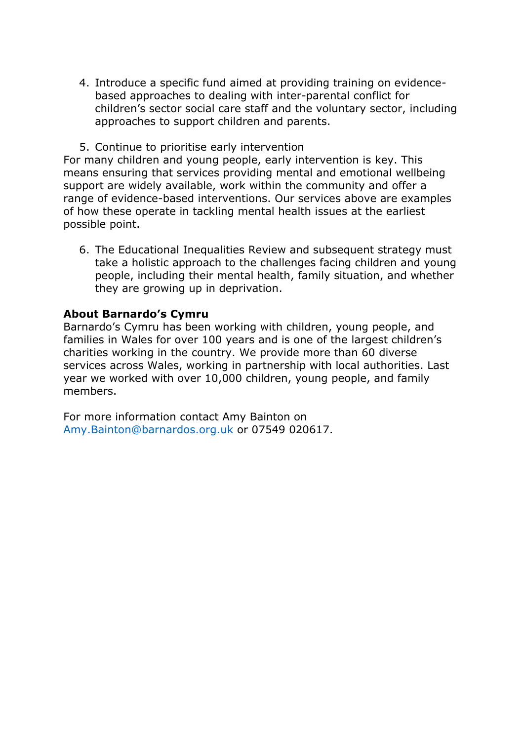4. Introduce a specific fund aimed at providing training on evidence-based approaches to dealing with inter-parental conflict for children's sector social care staff and the voluntary sector, including approaches to support children and parents.

5. Continue to prioritise early intervention

For many children and young people, early intervention is key. This means ensuring that services providing mental and emotional wellbeing support are widely available, work within the community and offer a range of evidence-based interventions. Our services above are examples of how these operate in tackling mental health issues at the earliest possible point.

6. The Educational Inequalities Review and subsequent strategy must take a holistic approach to the challenges facing children and young people, including their mental health, family situation, and whether they are growing up in deprivation.

**About Barnardo's Cymru**

Barnardo's Cymru has been working with children, young people, and families in Wales for over 100 years and is one of the largest children's charities working in the country. We provide more than 60 diverse services across Wales, working in partnership with local authorities. Last year we worked with over 10,000 children, young people, and family members.

For more information contact Amy Bainton on Amy.Bainton@barnardos.org.uk or 07549 020617.